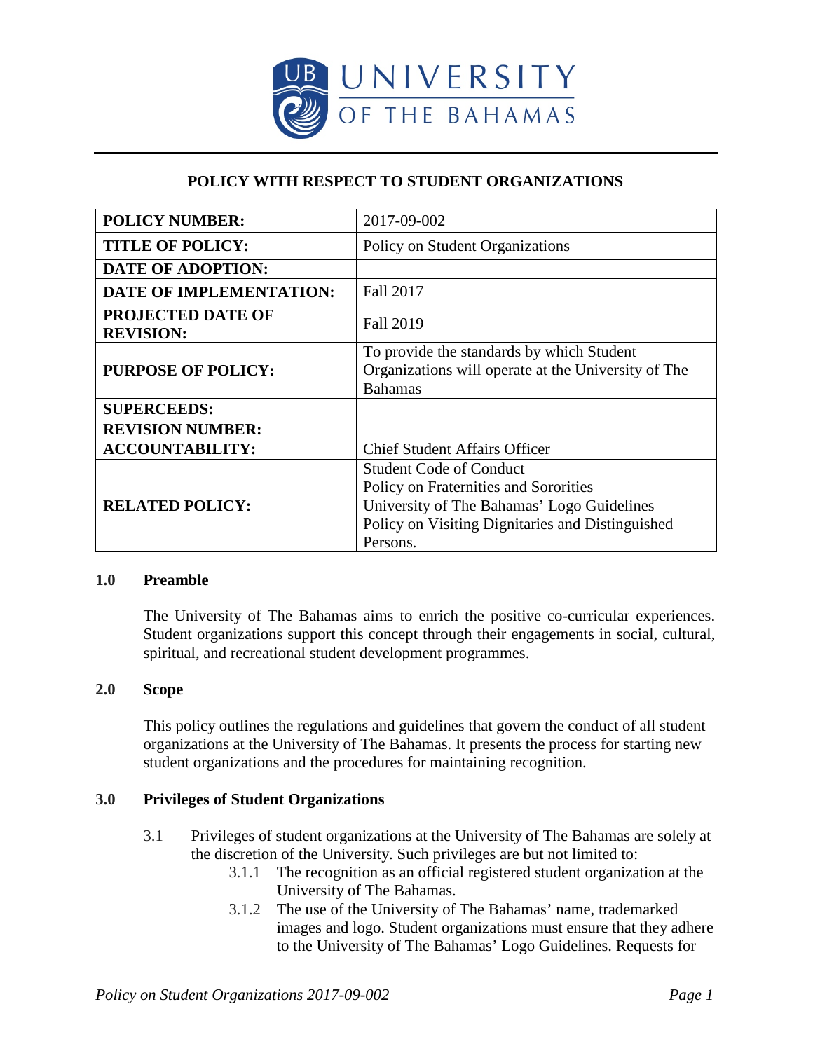# POLICY WITH RESPECT TO STUDENT ORGANIZATIONS

| **POLICY NUMBER:** | 2017-09-002 |
|---|---|
| **TITLE OF POLICY:** | Policy on Student Organizations |
| **DATE OF ADOPTION:** | |
| **DATE OF IMPLEMENTATION:** | Fall 2017 |
| **PROJECTED DATE OF REVISION:** | Fall 2019 |
| **PURPOSE OF POLICY:** | To provide the standards by which Student Organizations will operate at the University of The Bahamas |
| **SUPERCEEDS:** | |
| **REVISION NUMBER:** | |
| **ACCOUNTABILITY:** | Chief Student Affairs Officer |
| **RELATED POLICY:** | Student Code of Conduct<br>Policy on Fraternities and Sororities<br>University of The Bahamas' Logo Guidelines<br>Policy on Visiting Dignitaries and Distinguished Persons. |

## 1.0 Preamble

The University of The Bahamas aims to enrich the positive co-curricular experiences. Student organizations support this concept through their engagements in social, cultural, spiritual, and recreational student development programmes.

## 2.0 Scope

This policy outlines the regulations and guidelines that govern the conduct of all student organizations at the University of The Bahamas. It presents the process for starting new student organizations and the procedures for maintaining recognition.

## 3.0 Privileges of Student Organizations

3.1 Privileges of student organizations at the University of The Bahamas are solely at the discretion of the University. Such privileges are but not limited to:

- 3.1.1 The recognition as an official registered student organization at the University of The Bahamas.
- 3.1.2 The use of the University of The Bahamas' name, trademarked images and logo. Student organizations must ensure that they adhere to the University of The Bahamas' Logo Guidelines. Requests for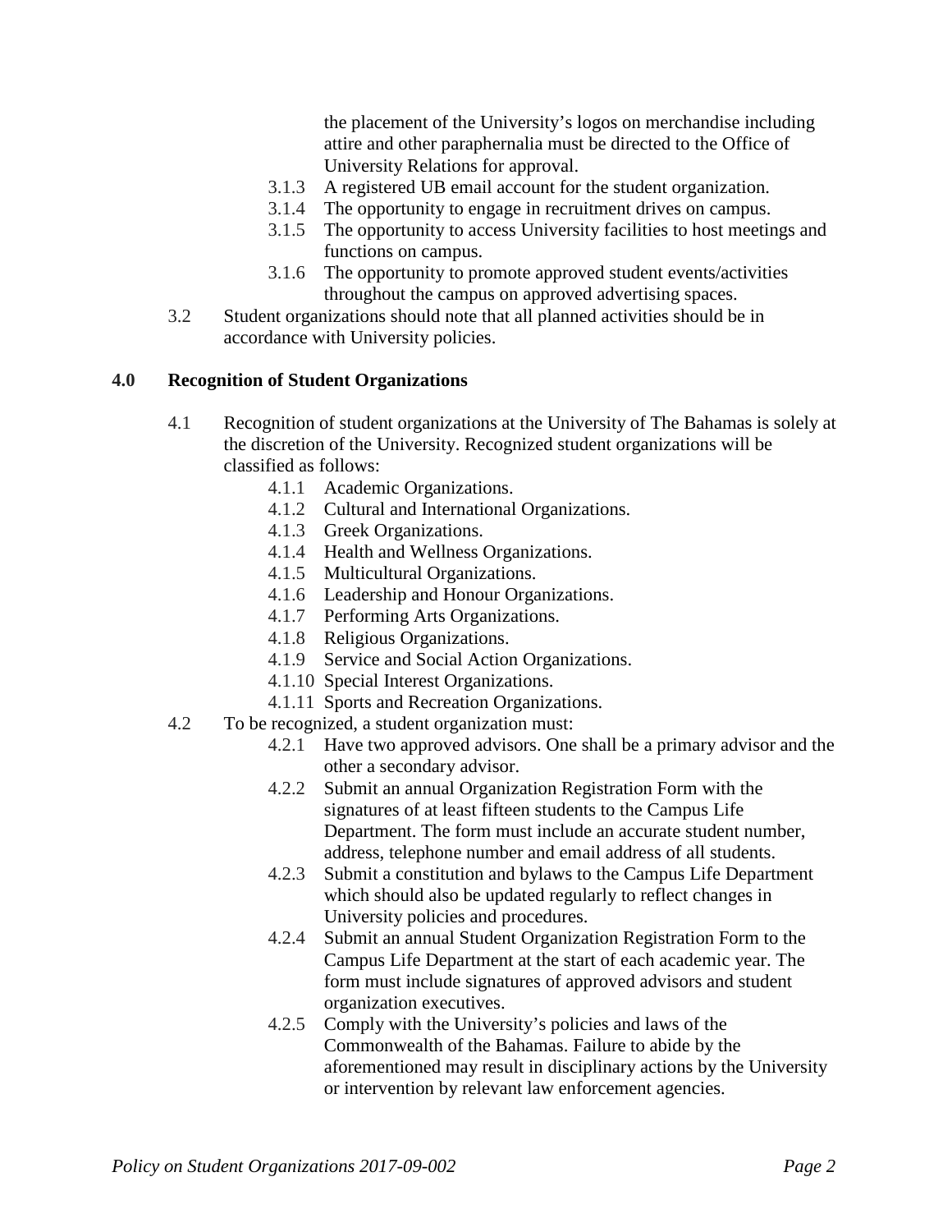the placement of the University's logos on merchandise including attire and other paraphernalia must be directed to the Office of University Relations for approval.

- 3.1.3 A registered UB email account for the student organization.
- 3.1.4 The opportunity to engage in recruitment drives on campus.
- 3.1.5 The opportunity to access University facilities to host meetings and functions on campus.
- 3.1.6 The opportunity to promote approved student events/activities throughout the campus on approved advertising spaces.

3.2 Student organizations should note that all planned activities should be in accordance with University policies.

## 4.0 Recognition of Student Organizations

4.1 Recognition of student organizations at the University of The Bahamas is solely at the discretion of the University. Recognized student organizations will be classified as follows:

- 4.1.1 Academic Organizations.
- 4.1.2 Cultural and International Organizations.
- 4.1.3 Greek Organizations.
- 4.1.4 Health and Wellness Organizations.
- 4.1.5 Multicultural Organizations.
- 4.1.6 Leadership and Honour Organizations.
- 4.1.7 Performing Arts Organizations.
- 4.1.8 Religious Organizations.
- 4.1.9 Service and Social Action Organizations.
- 4.1.10 Special Interest Organizations.
- 4.1.11 Sports and Recreation Organizations.

4.2 To be recognized, a student organization must:

- 4.2.1 Have two approved advisors. One shall be a primary advisor and the other a secondary advisor.
- 4.2.2 Submit an annual Organization Registration Form with the signatures of at least fifteen students to the Campus Life Department. The form must include an accurate student number, address, telephone number and email address of all students.
- 4.2.3 Submit a constitution and bylaws to the Campus Life Department which should also be updated regularly to reflect changes in University policies and procedures.
- 4.2.4 Submit an annual Student Organization Registration Form to the Campus Life Department at the start of each academic year. The form must include signatures of approved advisors and student organization executives.
- 4.2.5 Comply with the University's policies and laws of the Commonwealth of the Bahamas. Failure to abide by the aforementioned may result in disciplinary actions by the University or intervention by relevant law enforcement agencies.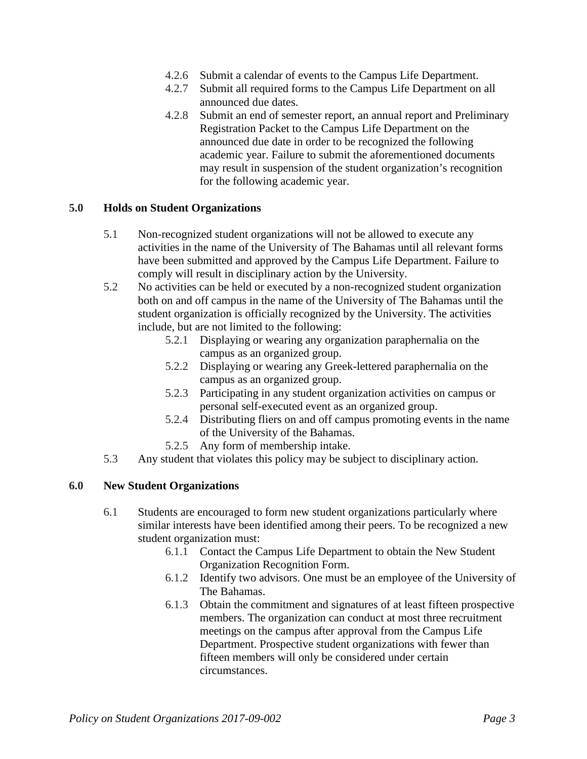4.2.6 Submit a calendar of events to the Campus Life Department.

4.2.7 Submit all required forms to the Campus Life Department on all announced due dates.

4.2.8 Submit an end of semester report, an annual report and Preliminary Registration Packet to the Campus Life Department on the announced due date in order to be recognized the following academic year. Failure to submit the aforementioned documents may result in suspension of the student organization's recognition for the following academic year.

## 5.0 Holds on Student Organizations

5.1 Non-recognized student organizations will not be allowed to execute any activities in the name of the University of The Bahamas until all relevant forms have been submitted and approved by the Campus Life Department. Failure to comply will result in disciplinary action by the University.

5.2 No activities can be held or executed by a non-recognized student organization both on and off campus in the name of the University of The Bahamas until the student organization is officially recognized by the University. The activities include, but are not limited to the following:

5.2.1 Displaying or wearing any organization paraphernalia on the campus as an organized group.

5.2.2 Displaying or wearing any Greek-lettered paraphernalia on the campus as an organized group.

5.2.3 Participating in any student organization activities on campus or personal self-executed event as an organized group.

5.2.4 Distributing fliers on and off campus promoting events in the name of the University of the Bahamas.

5.2.5 Any form of membership intake.

5.3 Any student that violates this policy may be subject to disciplinary action.

## 6.0 New Student Organizations

6.1 Students are encouraged to form new student organizations particularly where similar interests have been identified among their peers. To be recognized a new student organization must:

6.1.1 Contact the Campus Life Department to obtain the New Student Organization Recognition Form.

6.1.2 Identify two advisors. One must be an employee of the University of The Bahamas.

6.1.3 Obtain the commitment and signatures of at least fifteen prospective members. The organization can conduct at most three recruitment meetings on the campus after approval from the Campus Life Department. Prospective student organizations with fewer than fifteen members will only be considered under certain circumstances.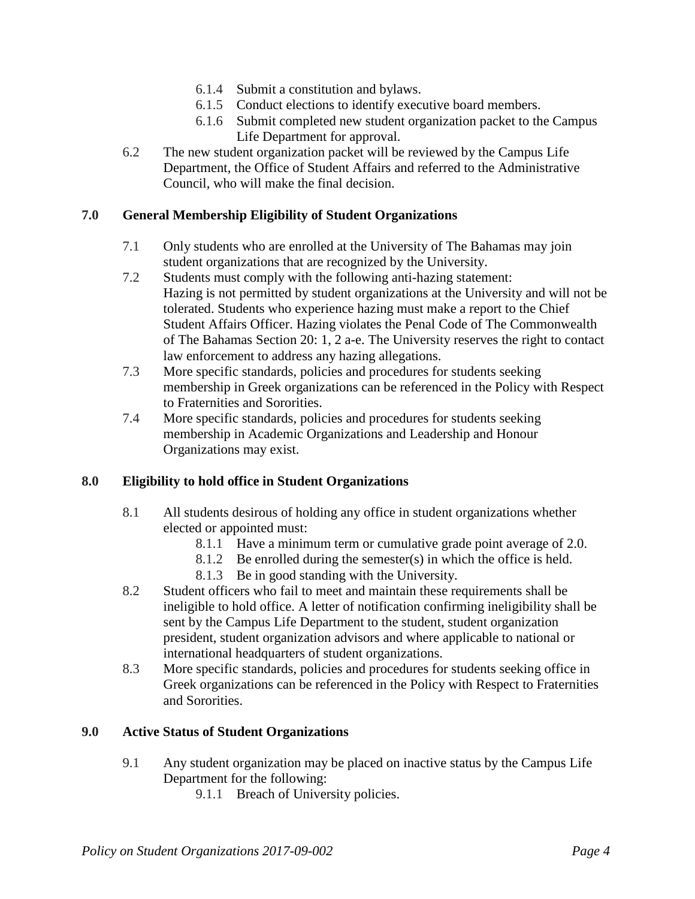6.1.4 Submit a constitution and bylaws.
6.1.5 Conduct elections to identify executive board members.
6.1.6 Submit completed new student organization packet to the Campus Life Department for approval.

6.2 The new student organization packet will be reviewed by the Campus Life Department, the Office of Student Affairs and referred to the Administrative Council, who will make the final decision.

## 7.0 General Membership Eligibility of Student Organizations

7.1 Only students who are enrolled at the University of The Bahamas may join student organizations that are recognized by the University.

7.2 Students must comply with the following anti-hazing statement:
Hazing is not permitted by student organizations at the University and will not be tolerated. Students who experience hazing must make a report to the Chief Student Affairs Officer. Hazing violates the Penal Code of The Commonwealth of The Bahamas Section 20: 1, 2 a-e. The University reserves the right to contact law enforcement to address any hazing allegations.

7.3 More specific standards, policies and procedures for students seeking membership in Greek organizations can be referenced in the Policy with Respect to Fraternities and Sororities.

7.4 More specific standards, policies and procedures for students seeking membership in Academic Organizations and Leadership and Honour Organizations may exist.

## 8.0 Eligibility to hold office in Student Organizations

8.1 All students desirous of holding any office in student organizations whether elected or appointed must:
8.1.1 Have a minimum term or cumulative grade point average of 2.0.
8.1.2 Be enrolled during the semester(s) in which the office is held.
8.1.3 Be in good standing with the University.

8.2 Student officers who fail to meet and maintain these requirements shall be ineligible to hold office. A letter of notification confirming ineligibility shall be sent by the Campus Life Department to the student, student organization president, student organization advisors and where applicable to national or international headquarters of student organizations.

8.3 More specific standards, policies and procedures for students seeking office in Greek organizations can be referenced in the Policy with Respect to Fraternities and Sororities.

## 9.0 Active Status of Student Organizations

9.1 Any student organization may be placed on inactive status by the Campus Life Department for the following:
9.1.1 Breach of University policies.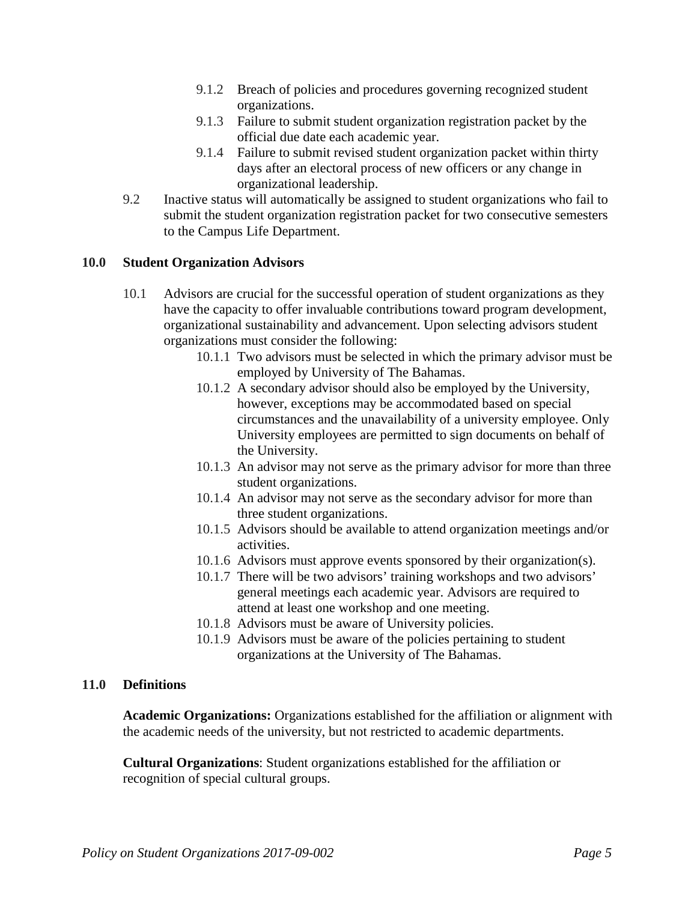- 9.1.2 Breach of policies and procedures governing recognized student organizations.
- 9.1.3 Failure to submit student organization registration packet by the official due date each academic year.
- 9.1.4 Failure to submit revised student organization packet within thirty days after an electoral process of new officers or any change in organizational leadership.

9.2 Inactive status will automatically be assigned to student organizations who fail to submit the student organization registration packet for two consecutive semesters to the Campus Life Department.

## 10.0 Student Organization Advisors

10.1 Advisors are crucial for the successful operation of student organizations as they have the capacity to offer invaluable contributions toward program development, organizational sustainability and advancement. Upon selecting advisors student organizations must consider the following:

- 10.1.1 Two advisors must be selected in which the primary advisor must be employed by University of The Bahamas.
- 10.1.2 A secondary advisor should also be employed by the University, however, exceptions may be accommodated based on special circumstances and the unavailability of a university employee. Only University employees are permitted to sign documents on behalf of the University.
- 10.1.3 An advisor may not serve as the primary advisor for more than three student organizations.
- 10.1.4 An advisor may not serve as the secondary advisor for more than three student organizations.
- 10.1.5 Advisors should be available to attend organization meetings and/or activities.
- 10.1.6 Advisors must approve events sponsored by their organization(s).
- 10.1.7 There will be two advisors' training workshops and two advisors' general meetings each academic year. Advisors are required to attend at least one workshop and one meeting.
- 10.1.8 Advisors must be aware of University policies.
- 10.1.9 Advisors must be aware of the policies pertaining to student organizations at the University of The Bahamas.

## 11.0 Definitions

**Academic Organizations:** Organizations established for the affiliation or alignment with the academic needs of the university, but not restricted to academic departments.

**Cultural Organizations**: Student organizations established for the affiliation or recognition of special cultural groups.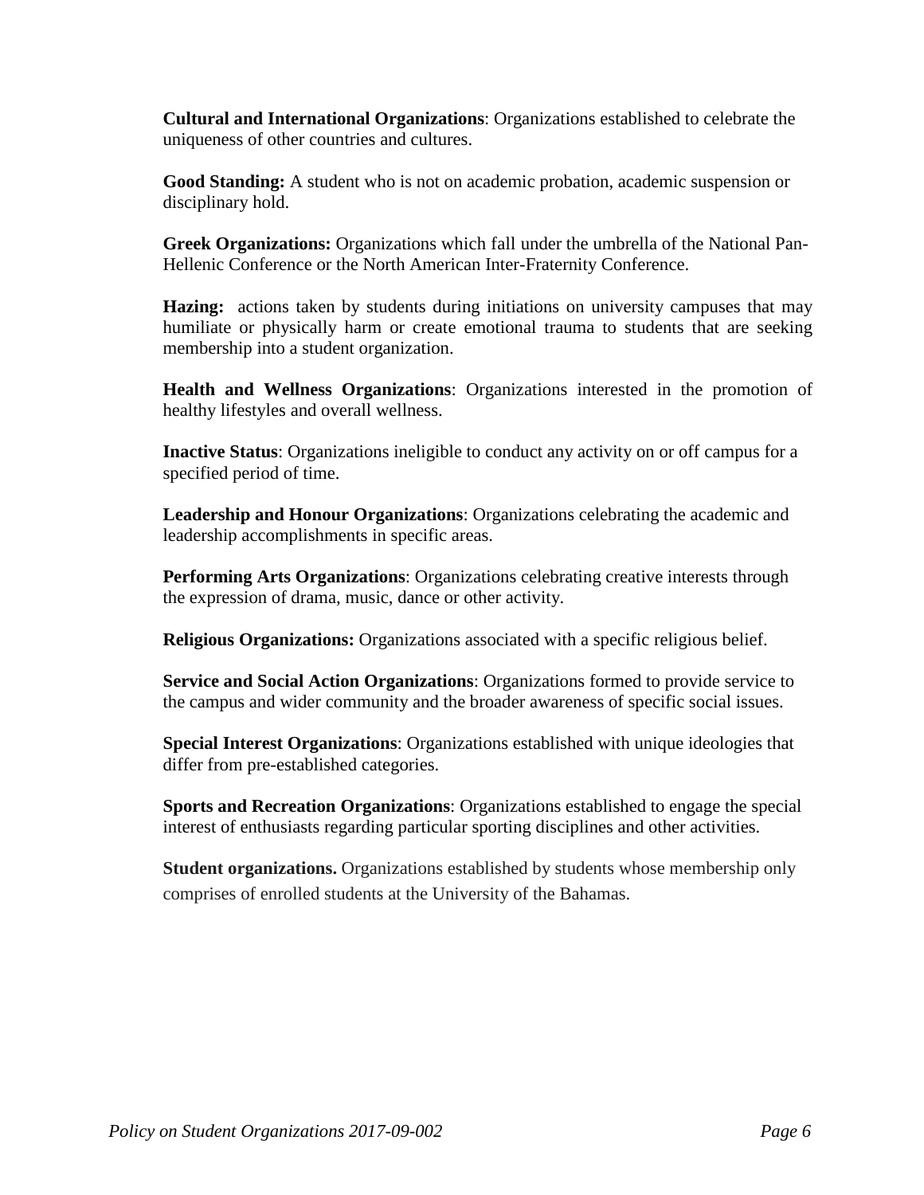**Cultural and International Organizations**: Organizations established to celebrate the uniqueness of other countries and cultures.

**Good Standing:** A student who is not on academic probation, academic suspension or disciplinary hold.

**Greek Organizations:** Organizations which fall under the umbrella of the National Pan-Hellenic Conference or the North American Inter-Fraternity Conference.

**Hazing:** actions taken by students during initiations on university campuses that may humiliate or physically harm or create emotional trauma to students that are seeking membership into a student organization.

**Health and Wellness Organizations**: Organizations interested in the promotion of healthy lifestyles and overall wellness.

**Inactive Status**: Organizations ineligible to conduct any activity on or off campus for a specified period of time.

**Leadership and Honour Organizations**: Organizations celebrating the academic and leadership accomplishments in specific areas.

**Performing Arts Organizations**: Organizations celebrating creative interests through the expression of drama, music, dance or other activity.

**Religious Organizations:** Organizations associated with a specific religious belief.

**Service and Social Action Organizations**: Organizations formed to provide service to the campus and wider community and the broader awareness of specific social issues.

**Special Interest Organizations**: Organizations established with unique ideologies that differ from pre-established categories.

**Sports and Recreation Organizations**: Organizations established to engage the special interest of enthusiasts regarding particular sporting disciplines and other activities.

**Student organizations.** Organizations established by students whose membership only comprises of enrolled students at the University of the Bahamas.